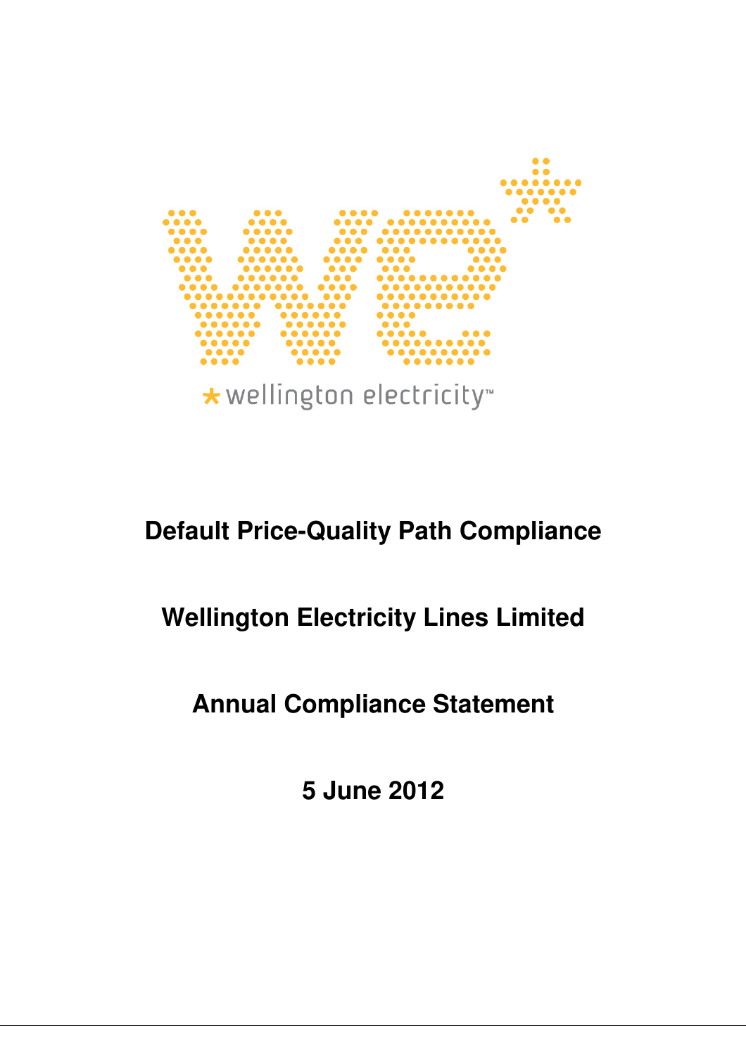wellington electricity™

# Default Price-Quality Path Compliance

# Wellington Electricity Lines Limited

# Annual Compliance Statement

# 5 June 2012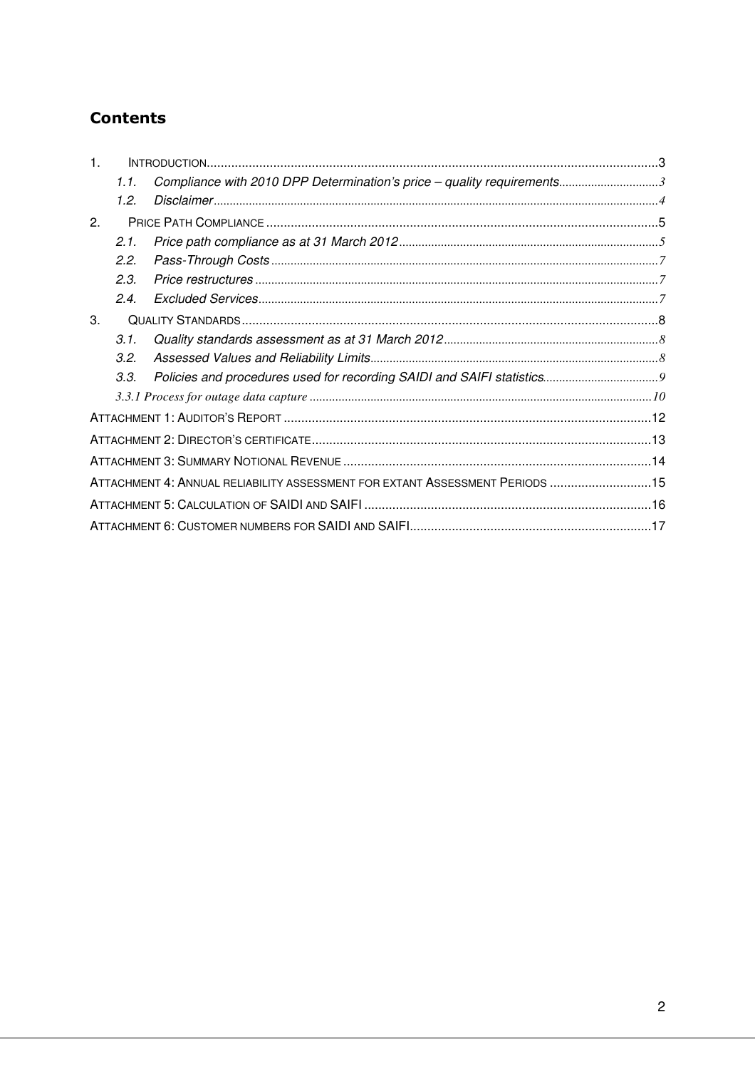## Contents

1. INTRODUCTION ........ 3
   - *1.1. Compliance with 2010 DPP Determination's price – quality requirements* ........ 3
   - *1.2. Disclaimer* ........ 4
2. PRICE PATH COMPLIANCE ........ 5
   - *2.1. Price path compliance as at 31 March 2012* ........ 5
   - *2.2. Pass-Through Costs* ........ 7
   - *2.3. Price restructures* ........ 7
   - *2.4. Excluded Services* ........ 7
3. QUALITY STANDARDS ........ 8
   - *3.1. Quality standards assessment as at 31 March 2012* ........ 8
   - *3.2. Assessed Values and Reliability Limits* ........ 8
   - *3.3. Policies and procedures used for recording SAIDI and SAIFI statistics* ........ 9
   - *3.3.1 Process for outage data capture* ........ 10

ATTACHMENT 1: AUDITOR'S REPORT ........ 12

ATTACHMENT 2: DIRECTOR'S CERTIFICATE ........ 13

ATTACHMENT 3: SUMMARY NOTIONAL REVENUE ........ 14

ATTACHMENT 4: ANNUAL RELIABILITY ASSESSMENT FOR EXTANT ASSESSMENT PERIODS ........ 15

ATTACHMENT 5: CALCULATION OF SAIDI AND SAIFI ........ 16

ATTACHMENT 6: CUSTOMER NUMBERS FOR SAIDI AND SAIFI ........ 17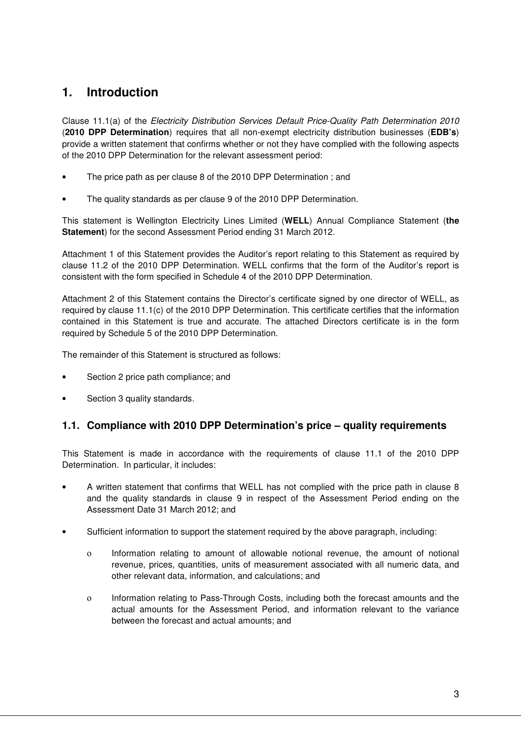# 1. Introduction

Clause 11.1(a) of the *Electricity Distribution Services Default Price-Quality Path Determination 2010* (**2010 DPP Determination**) requires that all non-exempt electricity distribution businesses (**EDB's**) provide a written statement that confirms whether or not they have complied with the following aspects of the 2010 DPP Determination for the relevant assessment period:

- The price path as per clause 8 of the 2010 DPP Determination ; and
- The quality standards as per clause 9 of the 2010 DPP Determination.

This statement is Wellington Electricity Lines Limited (**WELL**) Annual Compliance Statement (**the Statement**) for the second Assessment Period ending 31 March 2012.

Attachment 1 of this Statement provides the Auditor's report relating to this Statement as required by clause 11.2 of the 2010 DPP Determination. WELL confirms that the form of the Auditor's report is consistent with the form specified in Schedule 4 of the 2010 DPP Determination.

Attachment 2 of this Statement contains the Director's certificate signed by one director of WELL, as required by clause 11.1(c) of the 2010 DPP Determination. This certificate certifies that the information contained in this Statement is true and accurate. The attached Directors certificate is in the form required by Schedule 5 of the 2010 DPP Determination.

The remainder of this Statement is structured as follows:

- Section 2 price path compliance; and
- Section 3 quality standards.

## 1.1. Compliance with 2010 DPP Determination's price – quality requirements

This Statement is made in accordance with the requirements of clause 11.1 of the 2010 DPP Determination. In particular, it includes:

- A written statement that confirms that WELL has not complied with the price path in clause 8 and the quality standards in clause 9 in respect of the Assessment Period ending on the Assessment Date 31 March 2012; and
- Sufficient information to support the statement required by the above paragraph, including:
    - Information relating to amount of allowable notional revenue, the amount of notional revenue, prices, quantities, units of measurement associated with all numeric data, and other relevant data, information, and calculations; and
    - Information relating to Pass-Through Costs, including both the forecast amounts and the actual amounts for the Assessment Period, and information relevant to the variance between the forecast and actual amounts; and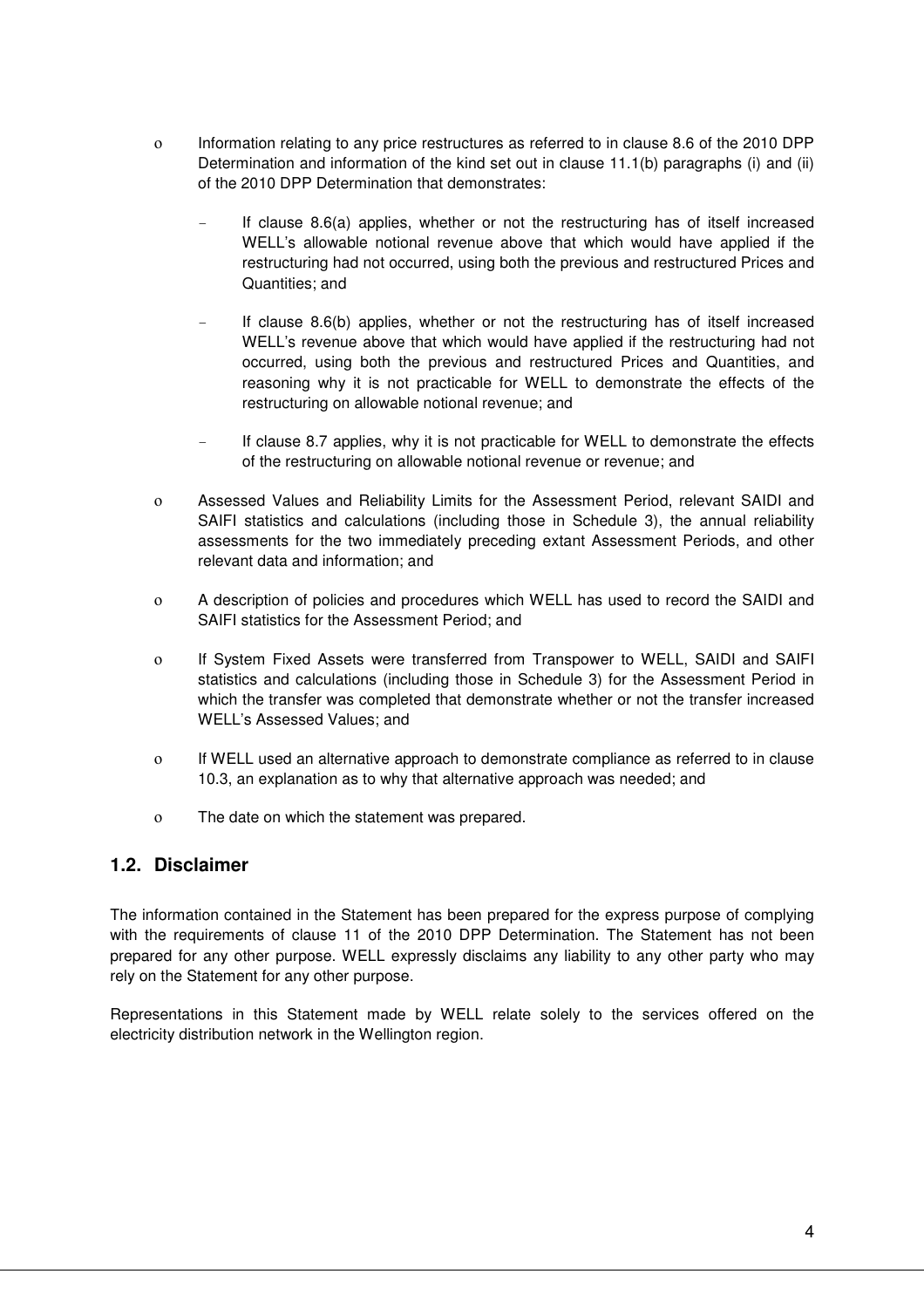- Information relating to any price restructures as referred to in clause 8.6 of the 2010 DPP Determination and information of the kind set out in clause 11.1(b) paragraphs (i) and (ii) of the 2010 DPP Determination that demonstrates:

  - If clause 8.6(a) applies, whether or not the restructuring has of itself increased WELL's allowable notional revenue above that which would have applied if the restructuring had not occurred, using both the previous and restructured Prices and Quantities; and

  - If clause 8.6(b) applies, whether or not the restructuring has of itself increased WELL's revenue above that which would have applied if the restructuring had not occurred, using both the previous and restructured Prices and Quantities, and reasoning why it is not practicable for WELL to demonstrate the effects of the restructuring on allowable notional revenue; and

  - If clause 8.7 applies, why it is not practicable for WELL to demonstrate the effects of the restructuring on allowable notional revenue or revenue; and

- Assessed Values and Reliability Limits for the Assessment Period, relevant SAIDI and SAIFI statistics and calculations (including those in Schedule 3), the annual reliability assessments for the two immediately preceding extant Assessment Periods, and other relevant data and information; and

- A description of policies and procedures which WELL has used to record the SAIDI and SAIFI statistics for the Assessment Period; and

- If System Fixed Assets were transferred from Transpower to WELL, SAIDI and SAIFI statistics and calculations (including those in Schedule 3) for the Assessment Period in which the transfer was completed that demonstrate whether or not the transfer increased WELL's Assessed Values; and

- If WELL used an alternative approach to demonstrate compliance as referred to in clause 10.3, an explanation as to why that alternative approach was needed; and

- The date on which the statement was prepared.

## 1.2. Disclaimer

The information contained in the Statement has been prepared for the express purpose of complying with the requirements of clause 11 of the 2010 DPP Determination. The Statement has not been prepared for any other purpose. WELL expressly disclaims any liability to any other party who may rely on the Statement for any other purpose.

Representations in this Statement made by WELL relate solely to the services offered on the electricity distribution network in the Wellington region.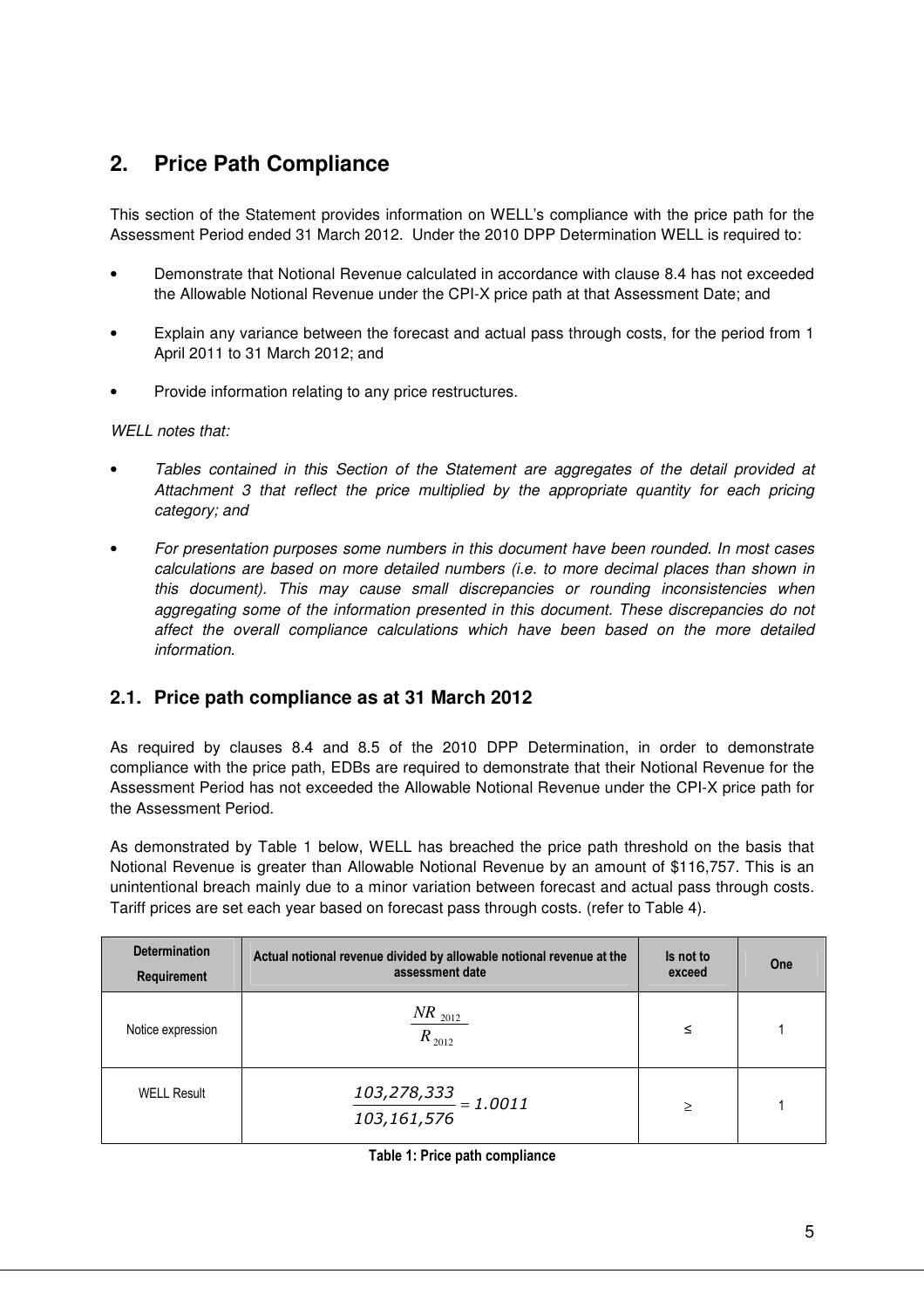## 2. Price Path Compliance

This section of the Statement provides information on WELL's compliance with the price path for the Assessment Period ended 31 March 2012. Under the 2010 DPP Determination WELL is required to:

- Demonstrate that Notional Revenue calculated in accordance with clause 8.4 has not exceeded the Allowable Notional Revenue under the CPI-X price path at that Assessment Date; and
- Explain any variance between the forecast and actual pass through costs, for the period from 1 April 2011 to 31 March 2012; and
- Provide information relating to any price restructures.

*WELL notes that:*

- *Tables contained in this Section of the Statement are aggregates of the detail provided at Attachment 3 that reflect the price multiplied by the appropriate quantity for each pricing category; and*
- *For presentation purposes some numbers in this document have been rounded. In most cases calculations are based on more detailed numbers (i.e. to more decimal places than shown in this document). This may cause small discrepancies or rounding inconsistencies when aggregating some of the information presented in this document. These discrepancies do not affect the overall compliance calculations which have been based on the more detailed information.*

### 2.1. Price path compliance as at 31 March 2012

As required by clauses 8.4 and 8.5 of the 2010 DPP Determination, in order to demonstrate compliance with the price path, EDBs are required to demonstrate that their Notional Revenue for the Assessment Period has not exceeded the Allowable Notional Revenue under the CPI-X price path for the Assessment Period.

As demonstrated by Table 1 below, WELL has breached the price path threshold on the basis that Notional Revenue is greater than Allowable Notional Revenue by an amount of $116,757. This is an unintentional breach mainly due to a minor variation between forecast and actual pass through costs. Tariff prices are set each year based on forecast pass through costs. (refer to Table 4).

| Determination Requirement | Actual notional revenue divided by allowable notional revenue at the assessment date | Is not to exceed | One |
|---|---|---|---|
| Notice expression | $\frac{NR_{2012}}{R_{2012}}$ | ≤ | 1 |
| WELL Result | $\frac{103,278,333}{103,161,576} = 1.0011$ | ≥ | 1 |

**Table 1: Price path compliance**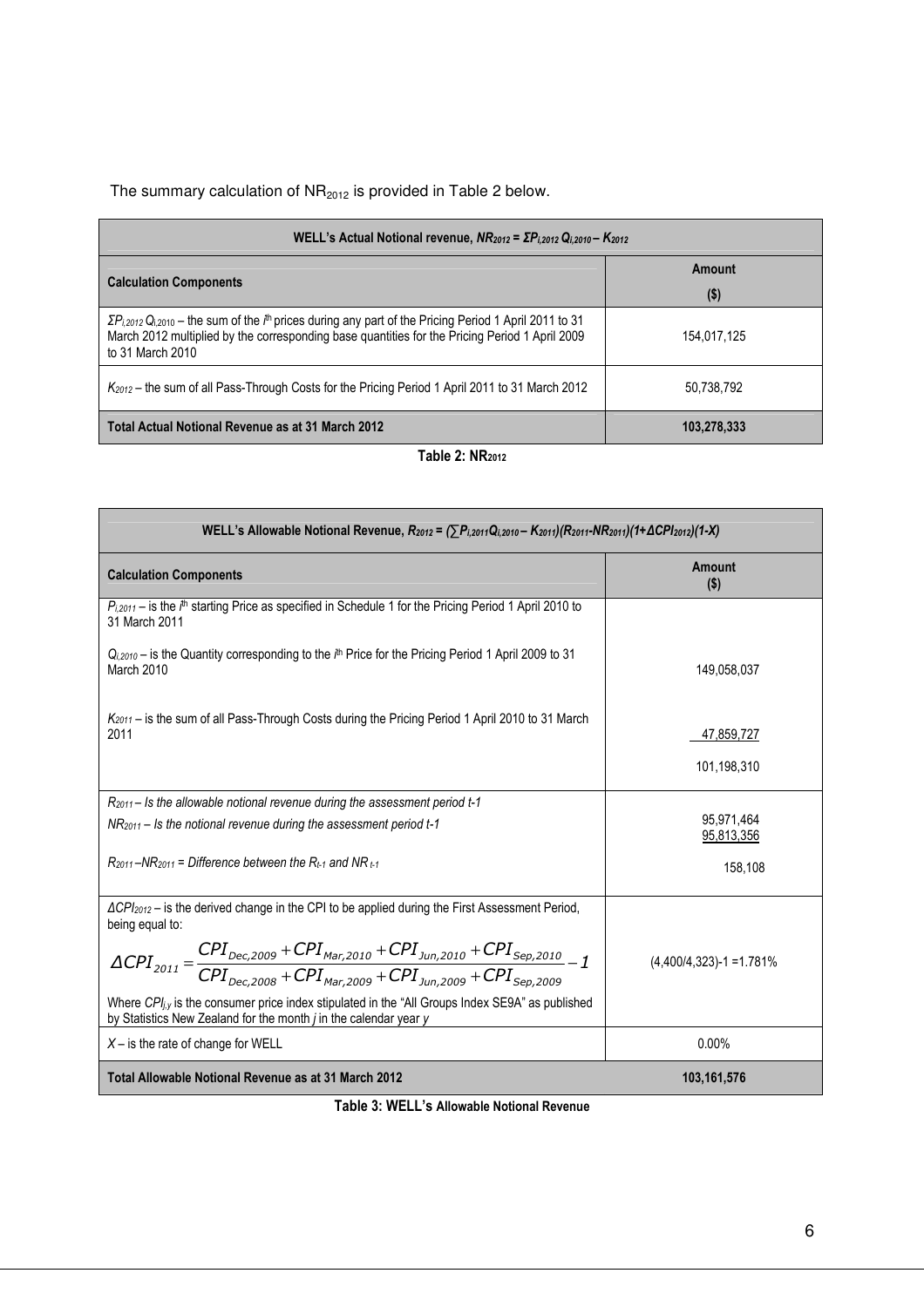The summary calculation of $NR_{2012}$ is provided in Table 2 below.

| WELL's Actual Notional revenue, $NR_{2012} = \Sigma P_{i,2012} Q_{i,2010} - K_{2012}$ | |
|---|---|
| **Calculation Components** | **Amount ($)** |
| $\Sigma P_{i,2012} Q_{i,2010}$ – the sum of the $i^{th}$ prices during any part of the Pricing Period 1 April 2011 to 31 March 2012 multiplied by the corresponding base quantities for the Pricing Period 1 April 2009 to 31 March 2010 | 154,017,125 |
| $K_{2012}$ – the sum of all Pass-Through Costs for the Pricing Period 1 April 2011 to 31 March 2012 | 50,738,792 |
| **Total Actual Notional Revenue as at 31 March 2012** | **103,278,333** |

**Table 2: NR2012**

| WELL's Allowable Notional Revenue, $R_{2012} = (\sum P_{i,2011} Q_{i,2010} - K_{2011})(R_{2011} - NR_{2011})(1+\Delta CPI_{2012})(1-X)$ | |
|---|---|
| **Calculation Components** | **Amount ($)** |
| $P_{i,2011}$ – is the $i^{th}$ starting Price as specified in Schedule 1 for the Pricing Period 1 April 2010 to 31 March 2011<br><br>$Q_{i,2010}$ – is the Quantity corresponding to the $i^{th}$ Price for the Pricing Period 1 April 2009 to 31 March 2010 | 149,058,037 |
| $K_{2011}$ – is the sum of all Pass-Through Costs during the Pricing Period 1 April 2010 to 31 March 2011 | 47,859,727<br><br>101,198,310 |
| $R_{2011}$ – *Is the allowable notional revenue during the assessment period t-1*<br><br>$NR_{2011}$ – *Is the notional revenue during the assessment period t-1*<br><br>$R_{2011} - NR_{2011}$ = *Difference between the $R_{t-1}$ and $NR_{t-1}$* | 95,971,464<br>95,813,356<br><br>158,108 |
| $\Delta CPI_{2012}$ – is the derived change in the CPI to be applied during the First Assessment Period, being equal to:<br><br>$\Delta CPI_{2011} = \frac{CPI_{Dec,2009} + CPI_{Mar,2010} + CPI_{Jun,2010} + CPI_{Sep,2010}}{CPI_{Dec,2008} + CPI_{Mar,2009} + CPI_{Jun,2009} + CPI_{Sep,2009}} - 1$<br><br>Where $CPI_{j,y}$ is the consumer price index stipulated in the "All Groups Index SE9A" as published by Statistics New Zealand for the month *j* in the calendar year *y* | (4,400/4,323)-1 =1.781% |
| $X$ – is the rate of change for WELL | 0.00% |
| **Total Allowable Notional Revenue as at 31 March 2012** | **103,161,576** |

**Table 3: WELL's Allowable Notional Revenue**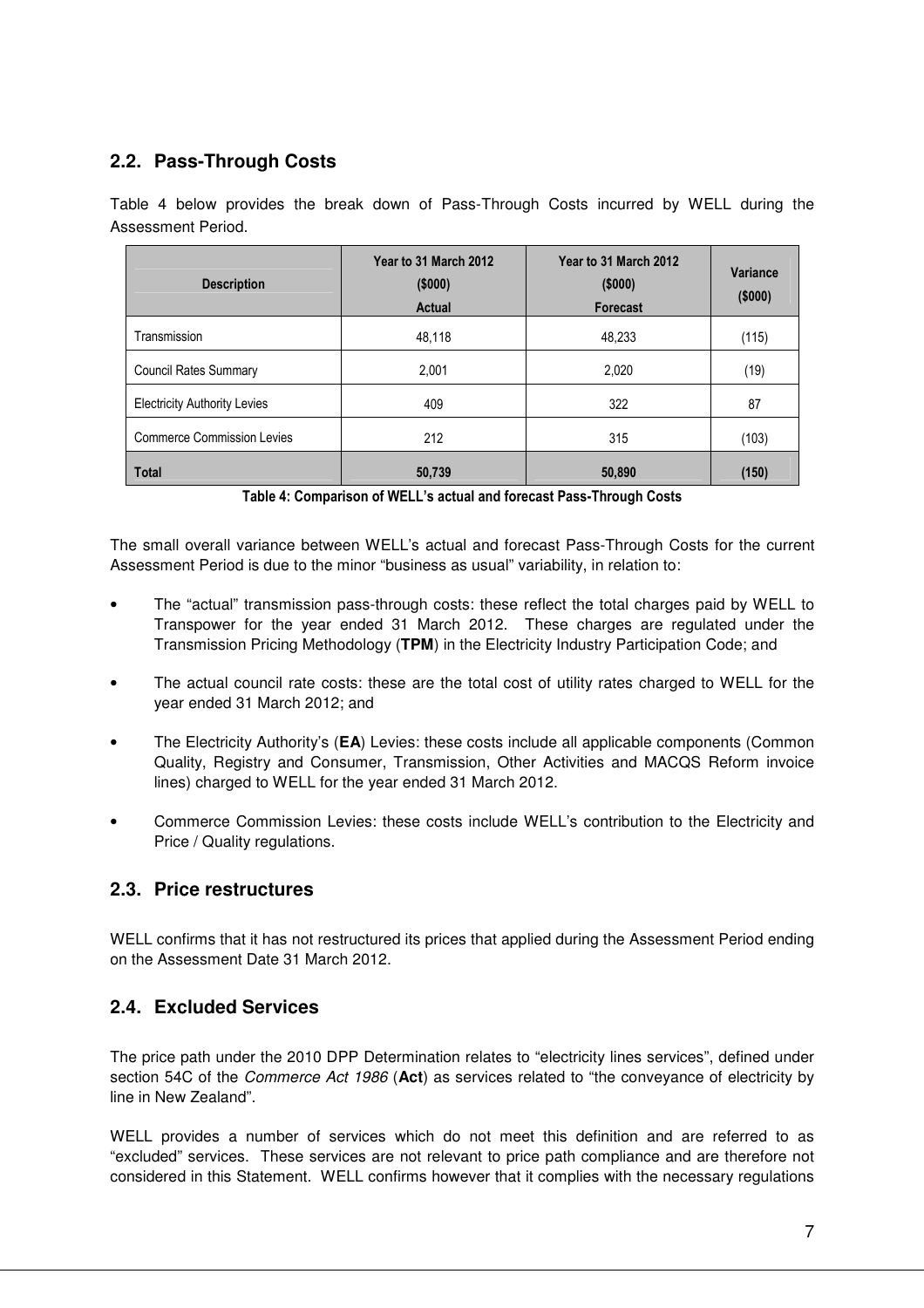## 2.2. Pass-Through Costs

Table 4 below provides the break down of Pass-Through Costs incurred by WELL during the Assessment Period.

| Description | Year to 31 March 2012 ($000) Actual | Year to 31 March 2012 ($000) Forecast | Variance ($000) |
|---|---|---|---|
| Transmission | 48,118 | 48,233 | (115) |
| Council Rates Summary | 2,001 | 2,020 | (19) |
| Electricity Authority Levies | 409 | 322 | 87 |
| Commerce Commission Levies | 212 | 315 | (103) |
| **Total** | **50,739** | **50,890** | **(150)** |

**Table 4: Comparison of WELL's actual and forecast Pass-Through Costs**

The small overall variance between WELL's actual and forecast Pass-Through Costs for the current Assessment Period is due to the minor "business as usual" variability, in relation to:

- The "actual" transmission pass-through costs: these reflect the total charges paid by WELL to Transpower for the year ended 31 March 2012. These charges are regulated under the Transmission Pricing Methodology (**TPM**) in the Electricity Industry Participation Code; and
- The actual council rate costs: these are the total cost of utility rates charged to WELL for the year ended 31 March 2012; and
- The Electricity Authority's (**EA**) Levies: these costs include all applicable components (Common Quality, Registry and Consumer, Transmission, Other Activities and MACQS Reform invoice lines) charged to WELL for the year ended 31 March 2012.
- Commerce Commission Levies: these costs include WELL's contribution to the Electricity and Price / Quality regulations.

## 2.3. Price restructures

WELL confirms that it has not restructured its prices that applied during the Assessment Period ending on the Assessment Date 31 March 2012.

## 2.4. Excluded Services

The price path under the 2010 DPP Determination relates to "electricity lines services", defined under section 54C of the *Commerce Act 1986* (**Act**) as services related to "the conveyance of electricity by line in New Zealand".

WELL provides a number of services which do not meet this definition and are referred to as "excluded" services. These services are not relevant to price path compliance and are therefore not considered in this Statement. WELL confirms however that it complies with the necessary regulations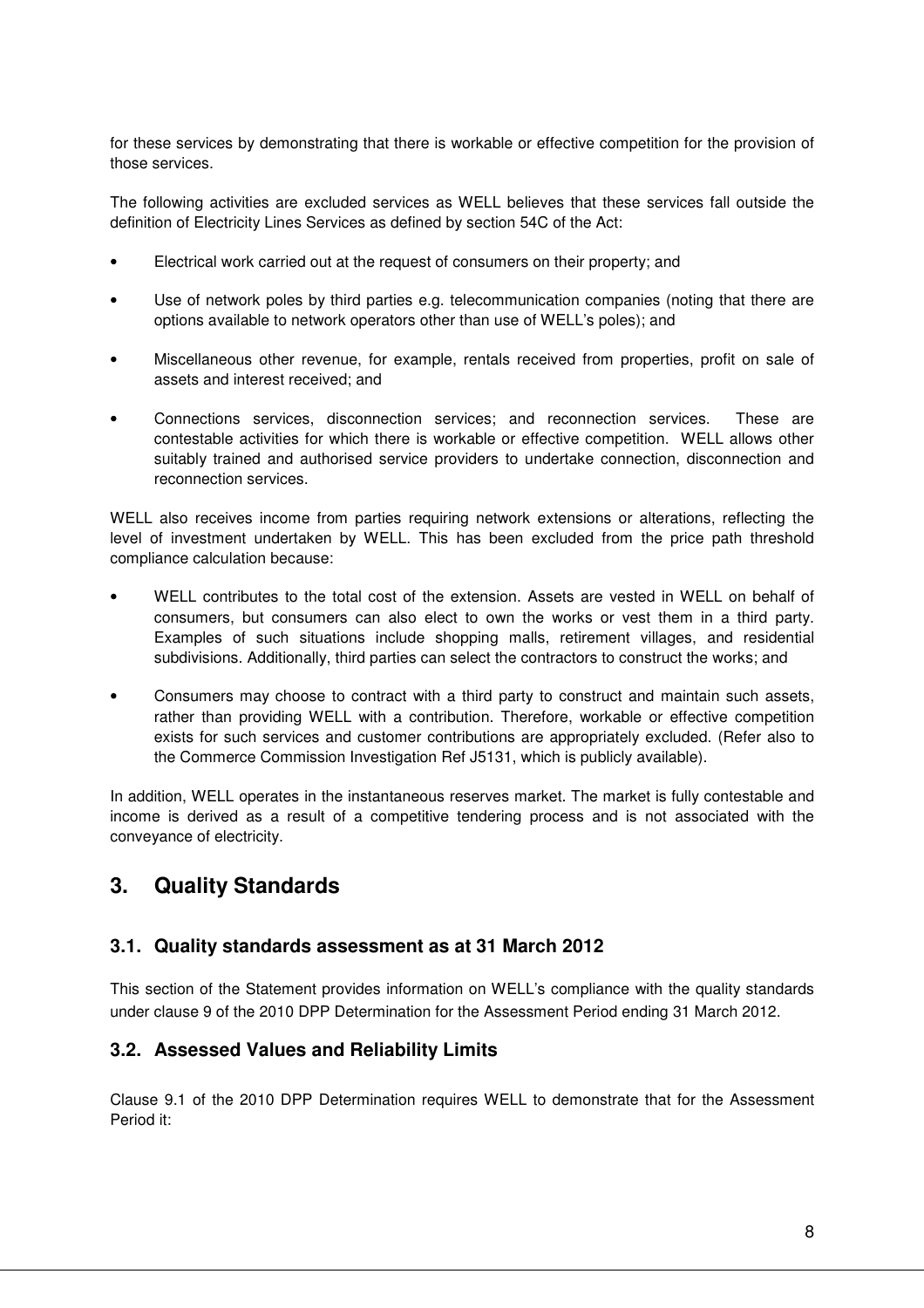for these services by demonstrating that there is workable or effective competition for the provision of those services.

The following activities are excluded services as WELL believes that these services fall outside the definition of Electricity Lines Services as defined by section 54C of the Act:

- Electrical work carried out at the request of consumers on their property; and
- Use of network poles by third parties e.g. telecommunication companies (noting that there are options available to network operators other than use of WELL's poles); and
- Miscellaneous other revenue, for example, rentals received from properties, profit on sale of assets and interest received; and
- Connections services, disconnection services; and reconnection services. These are contestable activities for which there is workable or effective competition. WELL allows other suitably trained and authorised service providers to undertake connection, disconnection and reconnection services.

WELL also receives income from parties requiring network extensions or alterations, reflecting the level of investment undertaken by WELL. This has been excluded from the price path threshold compliance calculation because:

- WELL contributes to the total cost of the extension. Assets are vested in WELL on behalf of consumers, but consumers can also elect to own the works or vest them in a third party. Examples of such situations include shopping malls, retirement villages, and residential subdivisions. Additionally, third parties can select the contractors to construct the works; and
- Consumers may choose to contract with a third party to construct and maintain such assets, rather than providing WELL with a contribution. Therefore, workable or effective competition exists for such services and customer contributions are appropriately excluded. (Refer also to the Commerce Commission Investigation Ref J5131, which is publicly available).

In addition, WELL operates in the instantaneous reserves market. The market is fully contestable and income is derived as a result of a competitive tendering process and is not associated with the conveyance of electricity.

# 3. Quality Standards

## 3.1. Quality standards assessment as at 31 March 2012

This section of the Statement provides information on WELL's compliance with the quality standards under clause 9 of the 2010 DPP Determination for the Assessment Period ending 31 March 2012.

## 3.2. Assessed Values and Reliability Limits

Clause 9.1 of the 2010 DPP Determination requires WELL to demonstrate that for the Assessment Period it: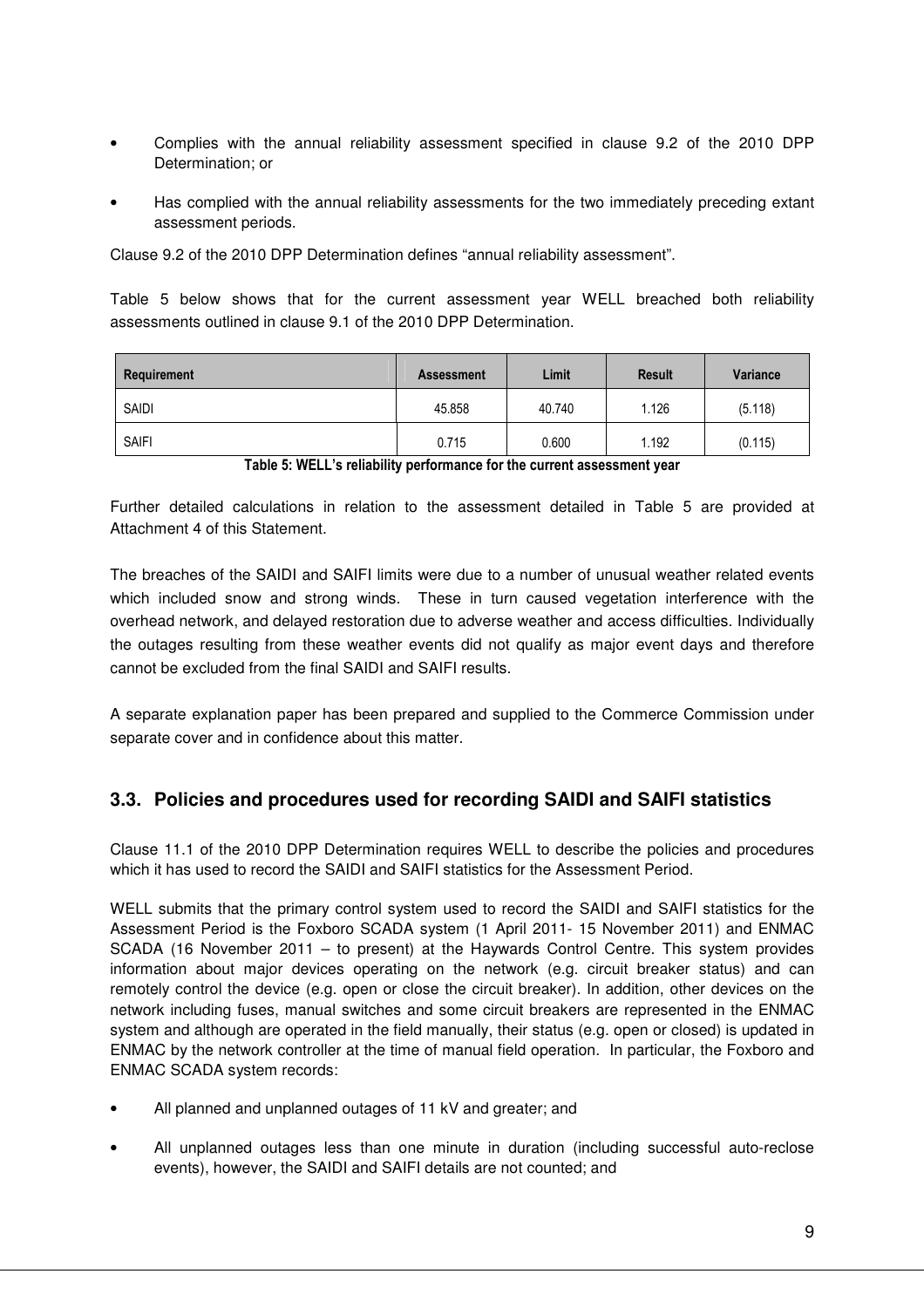- Complies with the annual reliability assessment specified in clause 9.2 of the 2010 DPP Determination; or
- Has complied with the annual reliability assessments for the two immediately preceding extant assessment periods.

Clause 9.2 of the 2010 DPP Determination defines “annual reliability assessment”.

Table 5 below shows that for the current assessment year WELL breached both reliability assessments outlined in clause 9.1 of the 2010 DPP Determination.

| Requirement | Assessment | Limit | Result | Variance |
|---|---|---|---|---|
| SAIDI | 45.858 | 40.740 | 1.126 | (5.118) |
| SAIFI | 0.715 | 0.600 | 1.192 | (0.115) |

**Table 5: WELL’s reliability performance for the current assessment year**

Further detailed calculations in relation to the assessment detailed in Table 5 are provided at Attachment 4 of this Statement.

The breaches of the SAIDI and SAIFI limits were due to a number of unusual weather related events which included snow and strong winds. These in turn caused vegetation interference with the overhead network, and delayed restoration due to adverse weather and access difficulties. Individually the outages resulting from these weather events did not qualify as major event days and therefore cannot be excluded from the final SAIDI and SAIFI results.

A separate explanation paper has been prepared and supplied to the Commerce Commission under separate cover and in confidence about this matter.

## 3.3. Policies and procedures used for recording SAIDI and SAIFI statistics

Clause 11.1 of the 2010 DPP Determination requires WELL to describe the policies and procedures which it has used to record the SAIDI and SAIFI statistics for the Assessment Period.

WELL submits that the primary control system used to record the SAIDI and SAIFI statistics for the Assessment Period is the Foxboro SCADA system (1 April 2011- 15 November 2011) and ENMAC SCADA (16 November 2011 – to present) at the Haywards Control Centre. This system provides information about major devices operating on the network (e.g. circuit breaker status) and can remotely control the device (e.g. open or close the circuit breaker). In addition, other devices on the network including fuses, manual switches and some circuit breakers are represented in the ENMAC system and although are operated in the field manually, their status (e.g. open or closed) is updated in ENMAC by the network controller at the time of manual field operation. In particular, the Foxboro and ENMAC SCADA system records:

- All planned and unplanned outages of 11 kV and greater; and
- All unplanned outages less than one minute in duration (including successful auto-reclose events), however, the SAIDI and SAIFI details are not counted; and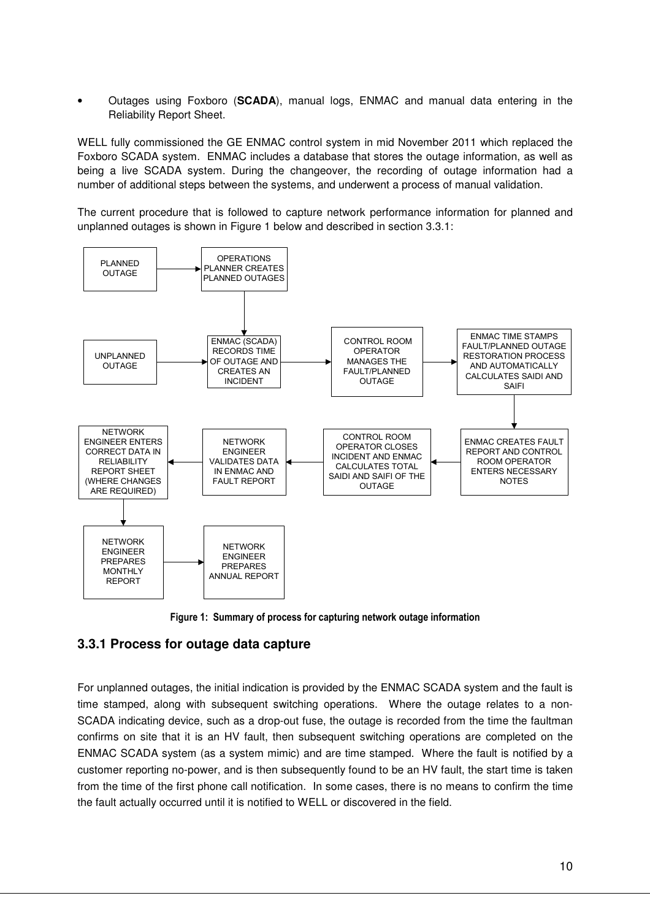- Outages using Foxboro (**SCADA**), manual logs, ENMAC and manual data entering in the Reliability Report Sheet.

WELL fully commissioned the GE ENMAC control system in mid November 2011 which replaced the Foxboro SCADA system. ENMAC includes a database that stores the outage information, as well as being a live SCADA system. During the changeover, the recording of outage information had a number of additional steps between the systems, and underwent a process of manual validation.

The current procedure that is followed to capture network performance information for planned and unplanned outages is shown in Figure 1 below and described in section 3.3.1:

PLANNED OUTAGE → OPERATIONS PLANNER CREATES PLANNED OUTAGES → ENMAC (SCADA) RECORDS TIME OF OUTAGE AND CREATES AN INCIDENT

UNPLANNED OUTAGE → ENMAC (SCADA) RECORDS TIME OF OUTAGE AND CREATES AN INCIDENT → CONTROL ROOM OPERATOR MANAGES THE FAULT/PLANNED OUTAGE → ENMAC TIME STAMPS FAULT/PLANNED OUTAGE RESTORATION PROCESS AND AUTOMATICALLY CALCULATES SAIDI AND SAIFI → ENMAC CREATES FAULT REPORT AND CONTROL ROOM OPERATOR ENTERS NECESSARY NOTES → CONTROL ROOM OPERATOR CLOSES INCIDENT AND ENMAC CALCULATES TOTAL SAIDI AND SAIFI OF THE OUTAGE → NETWORK ENGINEER VALIDATES DATA IN ENMAC AND FAULT REPORT → NETWORK ENGINEER ENTERS CORRECT DATA IN RELIABILITY REPORT SHEET (WHERE CHANGES ARE REQUIRED) → NETWORK ENGINEER PREPARES MONTHLY REPORT → NETWORK ENGINEER PREPARES ANNUAL REPORT

**Figure 1: Summary of process for capturing network outage information**

### 3.3.1 Process for outage data capture

For unplanned outages, the initial indication is provided by the ENMAC SCADA system and the fault is time stamped, along with subsequent switching operations. Where the outage relates to a non-SCADA indicating device, such as a drop-out fuse, the outage is recorded from the time the faultman confirms on site that it is an HV fault, then subsequent switching operations are completed on the ENMAC SCADA system (as a system mimic) and are time stamped. Where the fault is notified by a customer reporting no-power, and is then subsequently found to be an HV fault, the start time is taken from the time of the first phone call notification. In some cases, there is no means to confirm the time the fault actually occurred until it is notified to WELL or discovered in the field.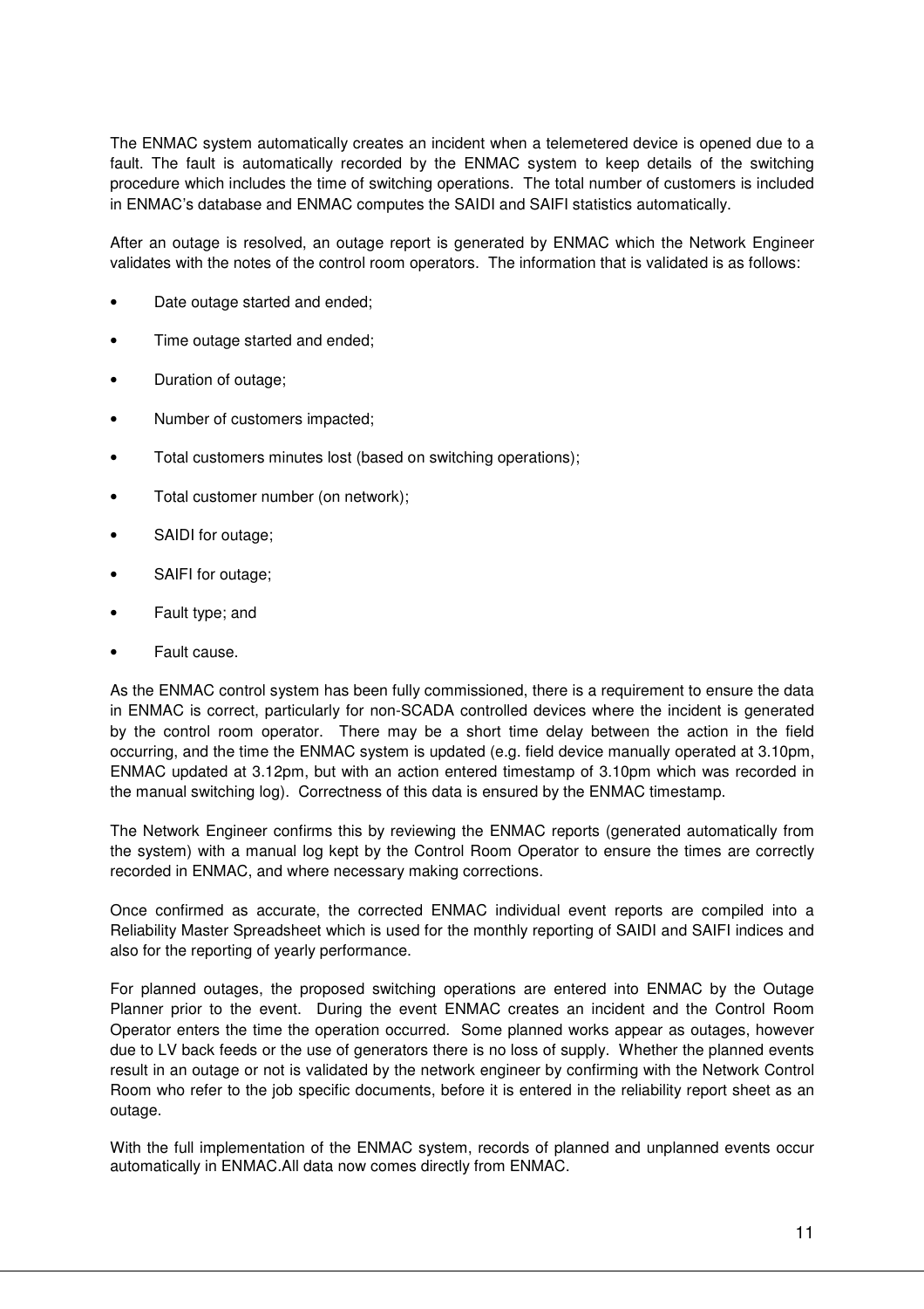The ENMAC system automatically creates an incident when a telemetered device is opened due to a fault. The fault is automatically recorded by the ENMAC system to keep details of the switching procedure which includes the time of switching operations. The total number of customers is included in ENMAC's database and ENMAC computes the SAIDI and SAIFI statistics automatically.

After an outage is resolved, an outage report is generated by ENMAC which the Network Engineer validates with the notes of the control room operators. The information that is validated is as follows:

- Date outage started and ended;
- Time outage started and ended;
- Duration of outage;
- Number of customers impacted;
- Total customers minutes lost (based on switching operations);
- Total customer number (on network);
- SAIDI for outage;
- SAIFI for outage;
- Fault type; and
- Fault cause.

As the ENMAC control system has been fully commissioned, there is a requirement to ensure the data in ENMAC is correct, particularly for non-SCADA controlled devices where the incident is generated by the control room operator. There may be a short time delay between the action in the field occurring, and the time the ENMAC system is updated (e.g. field device manually operated at 3.10pm, ENMAC updated at 3.12pm, but with an action entered timestamp of 3.10pm which was recorded in the manual switching log). Correctness of this data is ensured by the ENMAC timestamp.

The Network Engineer confirms this by reviewing the ENMAC reports (generated automatically from the system) with a manual log kept by the Control Room Operator to ensure the times are correctly recorded in ENMAC, and where necessary making corrections.

Once confirmed as accurate, the corrected ENMAC individual event reports are compiled into a Reliability Master Spreadsheet which is used for the monthly reporting of SAIDI and SAIFI indices and also for the reporting of yearly performance.

For planned outages, the proposed switching operations are entered into ENMAC by the Outage Planner prior to the event. During the event ENMAC creates an incident and the Control Room Operator enters the time the operation occurred. Some planned works appear as outages, however due to LV back feeds or the use of generators there is no loss of supply. Whether the planned events result in an outage or not is validated by the network engineer by confirming with the Network Control Room who refer to the job specific documents, before it is entered in the reliability report sheet as an outage.

With the full implementation of the ENMAC system, records of planned and unplanned events occur automatically in ENMAC.All data now comes directly from ENMAC.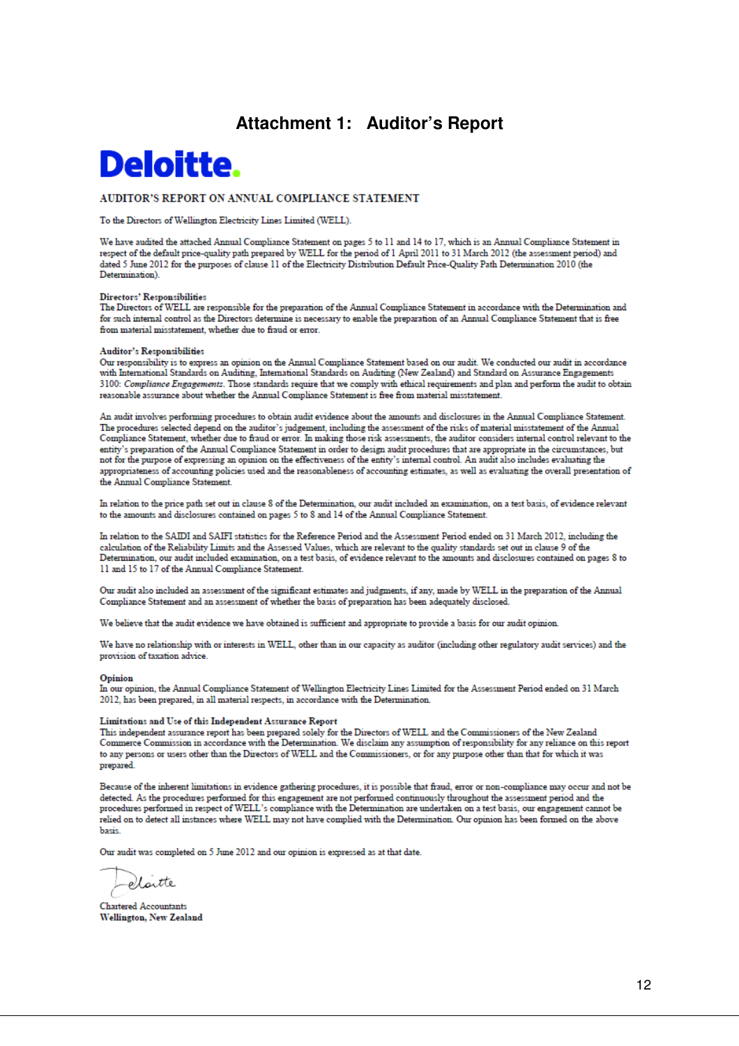# Attachment 1: Auditor's Report

**Deloitte.**

## AUDITOR'S REPORT ON ANNUAL COMPLIANCE STATEMENT

To the Directors of Wellington Electricity Lines Limited (WELL).

We have audited the attached Annual Compliance Statement on pages 5 to 11 and 14 to 17, which is an Annual Compliance Statement in respect of the default price-quality path prepared by WELL for the period of 1 April 2011 to 31 March 2012 (the assessment period) and dated 5 June 2012 for the purposes of clause 11 of the Electricity Distribution Default Price-Quality Path Determination 2010 (the Determination).

**Directors' Responsibilities**
The Directors of WELL are responsible for the preparation of the Annual Compliance Statement in accordance with the Determination and for such internal control as the Directors determine is necessary to enable the preparation of an Annual Compliance Statement that is free from material misstatement, whether due to fraud or error.

**Auditor's Responsibilities**
Our responsibility is to express an opinion on the Annual Compliance Statement based on our audit. We conducted our audit in accordance with International Standards on Auditing, International Standards on Auditing (New Zealand) and Standard on Assurance Engagements 3100: *Compliance Engagements*. Those standards require that we comply with ethical requirements and plan and perform the audit to obtain reasonable assurance about whether the Annual Compliance Statement is free from material misstatement.

An audit involves performing procedures to obtain audit evidence about the amounts and disclosures in the Annual Compliance Statement. The procedures selected depend on the auditor's judgement, including the assessment of the risks of material misstatement of the Annual Compliance Statement, whether due to fraud or error. In making those risk assessments, the auditor considers internal control relevant to the entity's preparation of the Annual Compliance Statement in order to design audit procedures that are appropriate in the circumstances, but not for the purpose of expressing an opinion on the effectiveness of the entity's internal control. An audit also includes evaluating the appropriateness of accounting policies used and the reasonableness of accounting estimates, as well as evaluating the overall presentation of the Annual Compliance Statement.

In relation to the price path set out in clause 8 of the Determination, our audit included an examination, on a test basis, of evidence relevant to the amounts and disclosures contained on pages 5 to 8 and 14 of the Annual Compliance Statement.

In relation to the SAIDI and SAIFI statistics for the Reference Period and the Assessment Period ended on 31 March 2012, including the calculation of the Reliability Limits and the Assessed Values, which are relevant to the quality standards set out in clause 9 of the Determination, our audit included examination, on a test basis, of evidence relevant to the amounts and disclosures contained on pages 8 to 11 and 15 to 17 of the Annual Compliance Statement.

Our audit also included an assessment of the significant estimates and judgments, if any, made by WELL in the preparation of the Annual Compliance Statement and an assessment of whether the basis of preparation has been adequately disclosed.

We believe that the audit evidence we have obtained is sufficient and appropriate to provide a basis for our audit opinion.

We have no relationship with or interests in WELL, other than in our capacity as auditor (including other regulatory audit services) and the provision of taxation advice.

**Opinion**
In our opinion, the Annual Compliance Statement of Wellington Electricity Lines Limited for the Assessment Period ended on 31 March 2012, has been prepared, in all material respects, in accordance with the Determination.

**Limitations and Use of this Independent Assurance Report**
This independent assurance report has been prepared solely for the Directors of WELL and the Commissioners of the New Zealand Commerce Commission in accordance with the Determination. We disclaim any assumption of responsibility for any reliance on this report to any persons or users other than the Directors of WELL and the Commissioners, or for any purpose other than that for which it was prepared.

Because of the inherent limitations in evidence gathering procedures, it is possible that fraud, error or non-compliance may occur and not be detected. As the procedures performed for this engagement are not performed continuously throughout the assessment period and the procedures performed in respect of WELL's compliance with the Determination are undertaken on a test basis, our engagement cannot be relied on to detect all instances where WELL may not have complied with the Determination. Our opinion has been formed on the above basis.

Our audit was completed on 5 June 2012 and our opinion is expressed as at that date.

Deloitte

Chartered Accountants
**Wellington, New Zealand**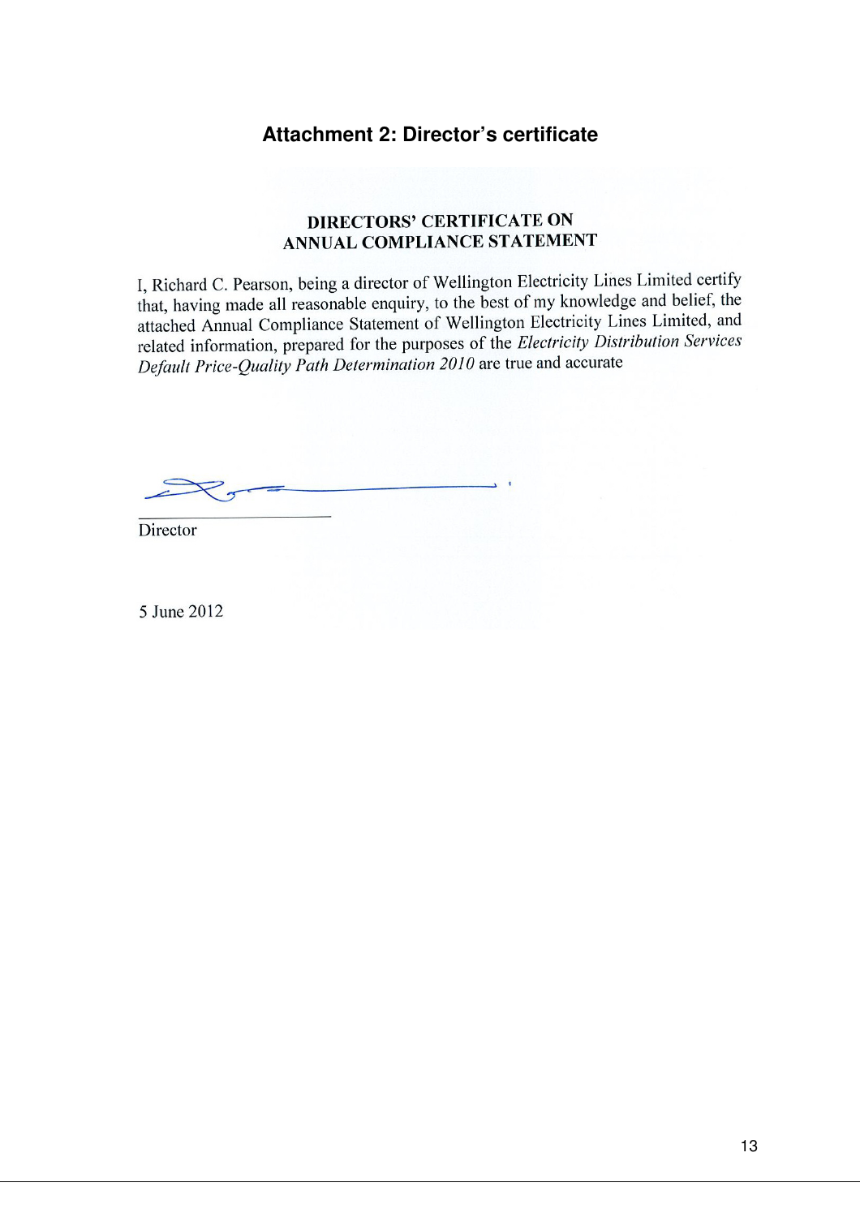## Attachment 2: Director's certificate

**DIRECTORS' CERTIFICATE ON ANNUAL COMPLIANCE STATEMENT**

I, Richard C. Pearson, being a director of Wellington Electricity Lines Limited certify that, having made all reasonable enquiry, to the best of my knowledge and belief, the attached Annual Compliance Statement of Wellington Electricity Lines Limited, and related information, prepared for the purposes of the *Electricity Distribution Services Default Price-Quality Path Determination 2010* are true and accurate

Director

5 June 2012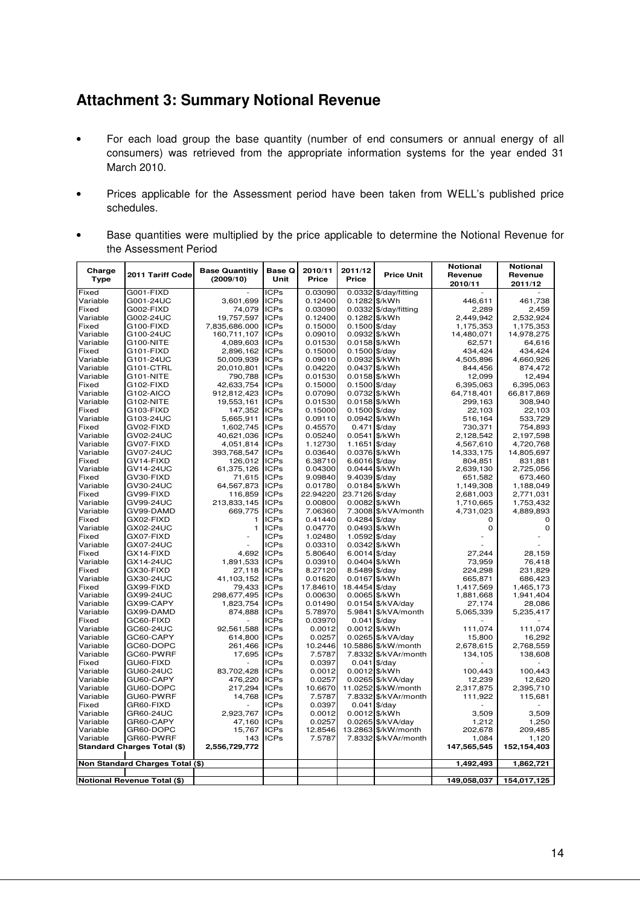# Attachment 3: Summary Notional Revenue

- For each load group the base quantity (number of end consumers or annual energy of all consumers) was retrieved from the appropriate information systems for the year ended 31 March 2010.
- Prices applicable for the Assessment period have been taken from WELL's published price schedules.
- Base quantities were multiplied by the price applicable to determine the Notional Revenue for the Assessment Period

| Charge Type | 2011 Tariff Code | Base Quantitiy (2009/10) | Base Q Unit | 2010/11 Price | 2011/12 Price | Price Unit | Notional Revenue 2010/11 | Notional Revenue 2011/12 |
|---|---|---|---|---|---|---|---|---|
| Fixed | G001-FIXD | - | ICPs | 0.03090 | 0.0332 | $/day/fitting | - | - |
| Variable | G001-24UC | 3,601,699 | ICPs | 0.12400 | 0.1282 | $/kWh | 446,611 | 461,738 |
| Fixed | G002-FIXD | 74,079 | ICPs | 0.03090 | 0.0332 | $/day/fitting | 2,289 | 2,459 |
| Variable | G002-24UC | 19,757,597 | ICPs | 0.12400 | 0.1282 | $/kWh | 2,449,942 | 2,532,924 |
| Fixed | G100-FIXD | 7,835,686.000 | ICPs | 0.15000 | 0.1500 | $/day | 1,175,353 | 1,175,353 |
| Variable | G100-24UC | 160,711,107 | ICPs | 0.09010 | 0.0932 | $/kWh | 14,480,071 | 14,978,275 |
| Variable | G100-NITE | 4,089,603 | ICPs | 0.01530 | 0.0158 | $/kWh | 62,571 | 64,616 |
| Fixed | G101-FIXD | 2,896,162 | ICPs | 0.15000 | 0.1500 | $/day | 434,424 | 434,424 |
| Variable | G101-24UC | 50,009,939 | ICPs | 0.09010 | 0.0932 | $/kWh | 4,505,896 | 4,660,926 |
| Variable | G101-CTRL | 20,010,801 | ICPs | 0.04220 | 0.0437 | $/kWh | 844,456 | 874,472 |
| Variable | G101-NITE | 790,788 | ICPs | 0.01530 | 0.0158 | $/kWh | 12,099 | 12,494 |
| Fixed | G102-FIXD | 42,633,754 | ICPs | 0.15000 | 0.1500 | $/day | 6,395,063 | 6,395,063 |
| Variable | G102-AICO | 912,812,423 | ICPs | 0.07090 | 0.0732 | $/kWh | 64,718,401 | 66,817,869 |
| Variable | G102-NITE | 19,553,161 | ICPs | 0.01530 | 0.0158 | $/kWh | 299,163 | 308,940 |
| Fixed | G103-FIXD | 147,352 | ICPs | 0.15000 | 0.1500 | $/day | 22,103 | 22,103 |
| Variable | G103-24UC | 5,665,911 | ICPs | 0.09110 | 0.0942 | $/kWh | 516,164 | 533,729 |
| Fixed | GV02-FIXD | 1,602,745 | ICPs | 0.45570 | 0.471 | $/day | 730,371 | 754,893 |
| Variable | GV02-24UC | 40,621,036 | ICPs | 0.05240 | 0.0541 | $/kWh | 2,128,542 | 2,197,598 |
| Fixed | GV07-FIXD | 4,051,814 | ICPs | 1.12730 | 1.1651 | $/day | 4,567,610 | 4,720,768 |
| Variable | GV07-24UC | 393,768,547 | ICPs | 0.03640 | 0.0376 | $/kWh | 14,333,175 | 14,805,697 |
| Fixed | GV14-FIXD | 126,012 | ICPs | 6.38710 | 6.6016 | $/day | 804,851 | 831,881 |
| Variable | GV14-24UC | 61,375,126 | ICPs | 0.04300 | 0.0444 | $/kWh | 2,639,130 | 2,725,056 |
| Fixed | GV30-FIXD | 71,615 | ICPs | 9.09840 | 9.4039 | $/day | 651,582 | 673,460 |
| Variable | GV30-24UC | 64,567,873 | ICPs | 0.01780 | 0.0184 | $/kWh | 1,149,308 | 1,188,049 |
| Fixed | GV99-FIXD | 116,859 | ICPs | 22.94220 | 23.7126 | $/day | 2,681,003 | 2,771,031 |
| Variable | GV99-24UC | 213,833,145 | ICPs | 0.00800 | 0.0082 | $/kWh | 1,710,665 | 1,753,432 |
| Variable | GV99-DAMD | 669,775 | ICPs | 7.06360 | 7.3008 | $/kVA/month | 4,731,023 | 4,889,893 |
| Fixed | GX02-FIXD | 1 | ICPs | 0.41440 | 0.4284 | $/day | 0 | 0 |
| Variable | GX02-24UC | 1 | ICPs | 0.04770 | 0.0493 | $/kWh | 0 | 0 |
| Fixed | GX07-FIXD | - | ICPs | 1.02480 | 1.0592 | $/day | - | - |
| Variable | GX07-24UC | - | ICPs | 0.03310 | 0.0342 | $/kWh | - | - |
| Fixed | GX14-FIXD | 4,692 | ICPs | 5.80640 | 6.0014 | $/day | 27,244 | 28,159 |
| Variable | GX14-24UC | 1,891,533 | ICPs | 0.03910 | 0.0404 | $/kWh | 73,959 | 76,418 |
| Fixed | GX30-FIXD | 27,118 | ICPs | 8.27120 | 8.5489 | $/day | 224,298 | 231,829 |
| Variable | GX30-24UC | 41,103,152 | ICPs | 0.01620 | 0.0167 | $/kWh | 665,871 | 686,423 |
| Fixed | GX99-FIXD | 79,433 | ICPs | 17.84610 | 18.4454 | $/day | 1,417,569 | 1,465,173 |
| Variable | GX99-24UC | 298,677,495 | ICPs | 0.00630 | 0.0065 | $/kWh | 1,881,668 | 1,941,404 |
| Variable | GX99-CAPY | 1,823,754 | ICPs | 0.01490 | 0.0154 | $/kVA/day | 27,174 | 28,086 |
| Variable | GX99-DAMD | 874,888 | ICPs | 5.78970 | 5.9841 | $/kVA/month | 5,065,339 | 5,235,417 |
| Fixed | GC60-FIXD | - | ICPs | 0.03970 | 0.041 | $/day | - | - |
| Variable | GC60-24UC | 92,561,588 | ICPs | 0.0012 | 0.0012 | $/kWh | 111,074 | 111,074 |
| Variable | GC60-CAPY | 614,800 | ICPs | 0.0257 | 0.0265 | $/kVA/day | 15,800 | 16,292 |
| Variable | GC60-DOPC | 261,466 | ICPs | 10.2446 | 10.5886 | $/kW/month | 2,678,615 | 2,768,559 |
| Variable | GC60-PWRF | 17,695 | ICPs | 7.5787 | 7.8332 | $/kVAr/month | 134,105 | 138,608 |
| Fixed | GU60-FIXD | - | ICPs | 0.0397 | 0.041 | $/day | - | - |
| Variable | GU60-24UC | 83,702,428 | ICPs | 0.0012 | 0.0012 | $/kWh | 100,443 | 100,443 |
| Variable | GU60-CAPY | 476,220 | ICPs | 0.0257 | 0.0265 | $/kVA/day | 12,239 | 12,620 |
| Variable | GU60-DOPC | 217,294 | ICPs | 10.6670 | 11.0252 | $/kW/month | 2,317,875 | 2,395,710 |
| Variable | GU60-PWRF | 14,768 | ICPs | 7.5787 | 7.8332 | $/kVAr/month | 111,922 | 115,681 |
| Fixed | GR60-FIXD | - | ICPs | 0.0397 | 0.041 | $/day | - | - |
| Variable | GR60-24UC | 2,923,767 | ICPs | 0.0012 | 0.0012 | $/kWh | 3,509 | 3,509 |
| Variable | GR60-CAPY | 47,160 | ICPs | 0.0257 | 0.0265 | $/kVA/day | 1,212 | 1,250 |
| Variable | GR60-DOPC | 15,767 | ICPs | 12.8546 | 13.2863 | $/kW/month | 202,678 | 209,485 |
| Variable | GR60-PWRF | 143 | ICPs | 7.5787 | 7.8332 | $/kVAr/month | 1,084 | 1,120 |
| **Standard Charges Total ($)** | | 2,556,729,772 | | | | | 147,565,545 | 152,154,403 |
| **Non Standard Charges Total ($)** | | | | | | | 1,492,493 | 1,862,721 |
| **Notional Revenue Total ($)** | | | | | | | 149,058,037 | 154,017,125 |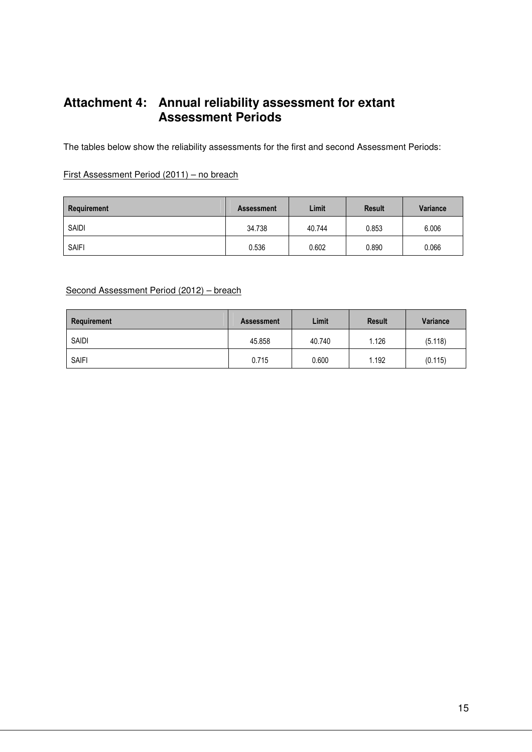# Attachment 4: Annual reliability assessment for extant Assessment Periods

The tables below show the reliability assessments for the first and second Assessment Periods:

First Assessment Period (2011) – no breach

| Requirement | Assessment | Limit | Result | Variance |
|---|---|---|---|---|
| SAIDI | 34.738 | 40.744 | 0.853 | 6.006 |
| SAIFI | 0.536 | 0.602 | 0.890 | 0.066 |

Second Assessment Period (2012) – breach

| Requirement | Assessment | Limit | Result | Variance |
|---|---|---|---|---|
| SAIDI | 45.858 | 40.740 | 1.126 | (5.118) |
| SAIFI | 0.715 | 0.600 | 1.192 | (0.115) |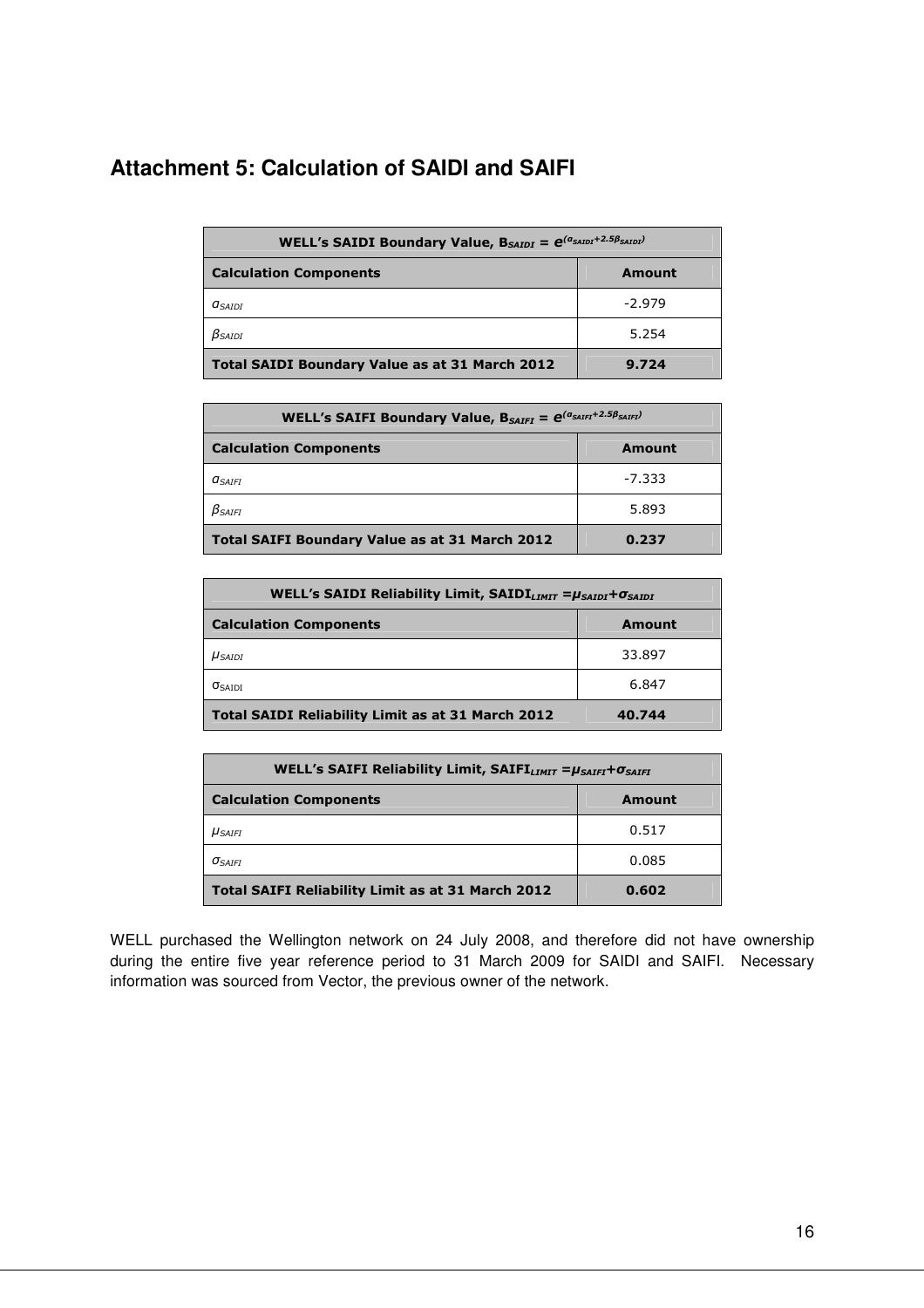## Attachment 5: Calculation of SAIDI and SAIFI

| WELL's SAIDI Boundary Value, $B_{SAIDI} = e^{(\alpha_{SAIDI}+2.5\beta_{SAIDI})}$ | |
|---|---|
| **Calculation Components** | **Amount** |
| $\alpha_{SAIDI}$ | -2.979 |
| $\beta_{SAIDI}$ | 5.254 |
| **Total SAIDI Boundary Value as at 31 March 2012** | **9.724** |

| WELL's SAIFI Boundary Value, $B_{SAIFI} = e^{(\alpha_{SAIFI}+2.5\beta_{SAIFI})}$ | |
|---|---|
| **Calculation Components** | **Amount** |
| $\alpha_{SAIFI}$ | -7.333 |
| $\beta_{SAIFI}$ | 5.893 |
| **Total SAIFI Boundary Value as at 31 March 2012** | **0.237** |

| WELL's SAIDI Reliability Limit, $SAIDI_{LIMIT} = \mu_{SAIDI}+\sigma_{SAIDI}$ | |
|---|---|
| **Calculation Components** | **Amount** |
| $\mu_{SAIDI}$ | 33.897 |
| $\sigma_{SAIDI}$ | 6.847 |
| **Total SAIDI Reliability Limit as at 31 March 2012** | **40.744** |

| WELL's SAIFI Reliability Limit, $SAIFI_{LIMIT} = \mu_{SAIFI}+\sigma_{SAIFI}$ | |
|---|---|
| **Calculation Components** | **Amount** |
| $\mu_{SAIFI}$ | 0.517 |
| $\sigma_{SAIFI}$ | 0.085 |
| **Total SAIFI Reliability Limit as at 31 March 2012** | **0.602** |

WELL purchased the Wellington network on 24 July 2008, and therefore did not have ownership during the entire five year reference period to 31 March 2009 for SAIDI and SAIFI. Necessary information was sourced from Vector, the previous owner of the network.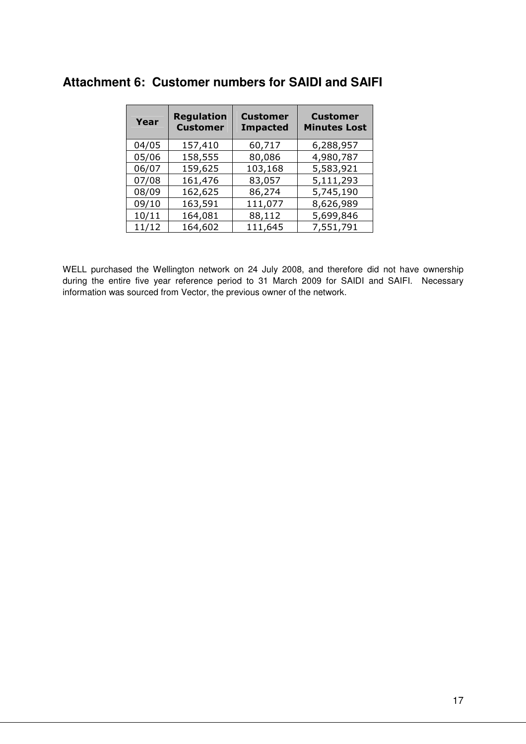## Attachment 6: Customer numbers for SAIDI and SAIFI

| Year | Regulation Customer | Customer Impacted | Customer Minutes Lost |
|---|---|---|---|
| 04/05 | 157,410 | 60,717 | 6,288,957 |
| 05/06 | 158,555 | 80,086 | 4,980,787 |
| 06/07 | 159,625 | 103,168 | 5,583,921 |
| 07/08 | 161,476 | 83,057 | 5,111,293 |
| 08/09 | 162,625 | 86,274 | 5,745,190 |
| 09/10 | 163,591 | 111,077 | 8,626,989 |
| 10/11 | 164,081 | 88,112 | 5,699,846 |
| 11/12 | 164,602 | 111,645 | 7,551,791 |

WELL purchased the Wellington network on 24 July 2008, and therefore did not have ownership during the entire five year reference period to 31 March 2009 for SAIDI and SAIFI. Necessary information was sourced from Vector, the previous owner of the network.